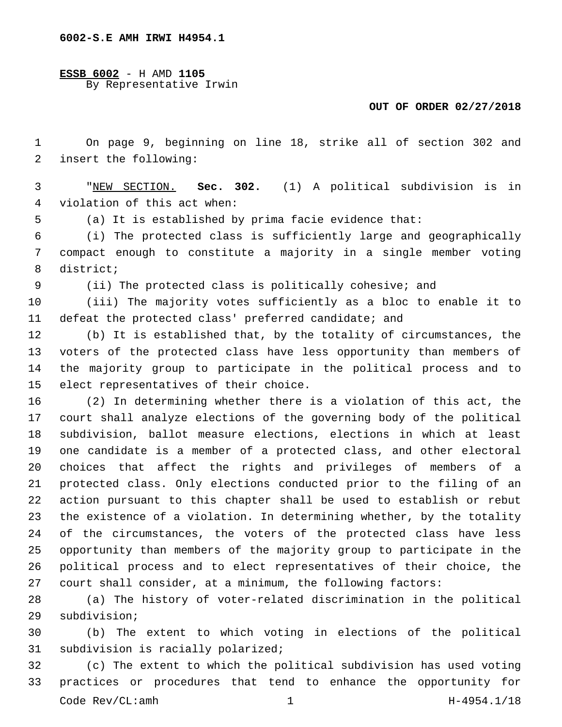6002-S.E AMH IRWI H4954.1

**ESSB 6002** - H AMD **1105**
By Representative Irwin

**OUT OF ORDER 02/27/2018**

On page 9, beginning on line 18, strike all of section 302 and insert the following:

"NEW SECTION. **Sec. 302.** (1) A political subdivision is in violation of this act when:

(a) It is established by prima facie evidence that:

(i) The protected class is sufficiently large and geographically compact enough to constitute a majority in a single member voting district;

(ii) The protected class is politically cohesive; and

(iii) The majority votes sufficiently as a bloc to enable it to defeat the protected class' preferred candidate; and

(b) It is established that, by the totality of circumstances, the voters of the protected class have less opportunity than members of the majority group to participate in the political process and to elect representatives of their choice.

(2) In determining whether there is a violation of this act, the court shall analyze elections of the governing body of the political subdivision, ballot measure elections, elections in which at least one candidate is a member of a protected class, and other electoral choices that affect the rights and privileges of members of a protected class. Only elections conducted prior to the filing of an action pursuant to this chapter shall be used to establish or rebut the existence of a violation. In determining whether, by the totality of the circumstances, the voters of the protected class have less opportunity than members of the majority group to participate in the political process and to elect representatives of their choice, the court shall consider, at a minimum, the following factors:

(a) The history of voter-related discrimination in the political subdivision;

(b) The extent to which voting in elections of the political subdivision is racially polarized;

(c) The extent to which the political subdivision has used voting practices or procedures that tend to enhance the opportunity for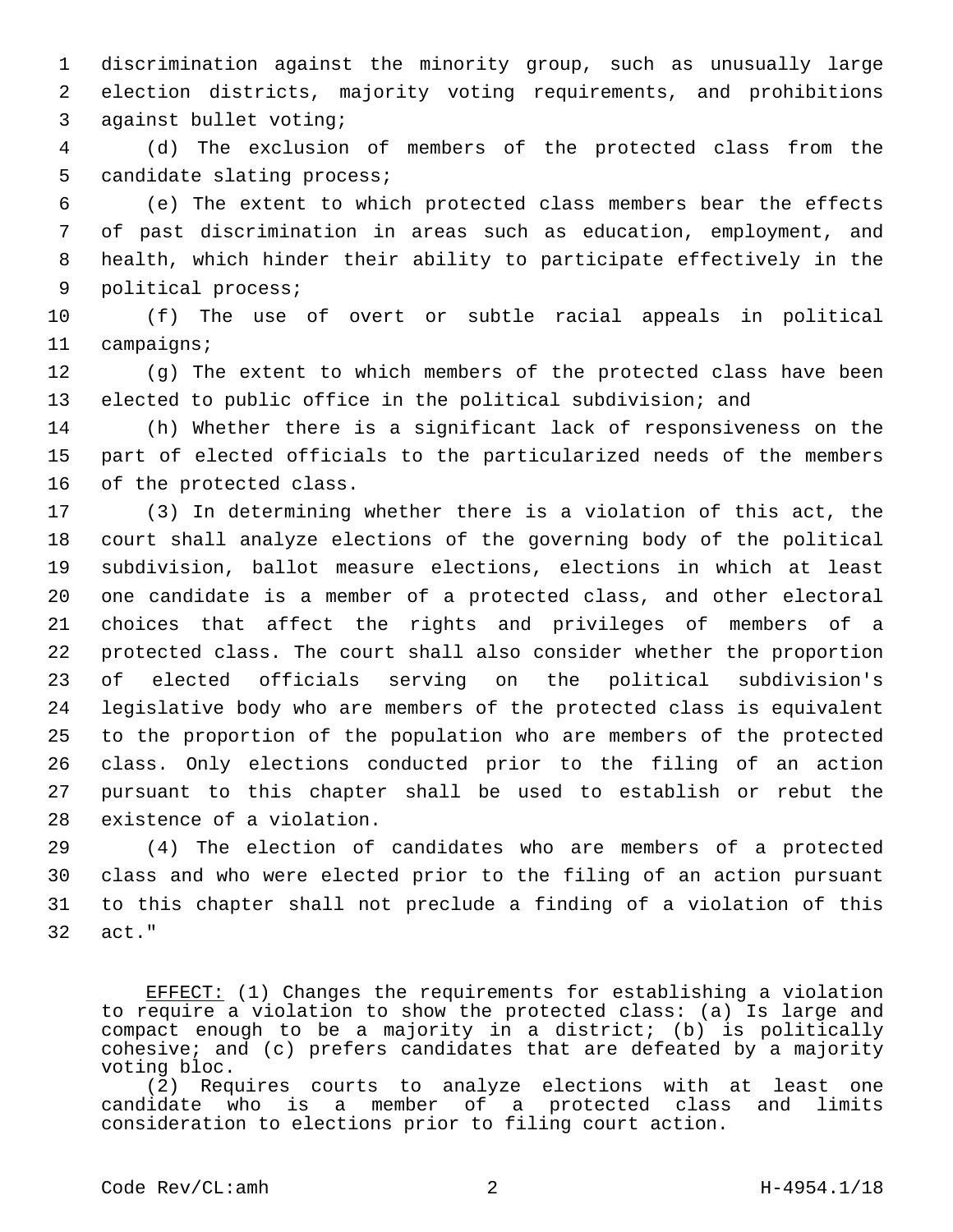discrimination against the minority group, such as unusually large election districts, majority voting requirements, and prohibitions against bullet voting;

(d) The exclusion of members of the protected class from the candidate slating process;

(e) The extent to which protected class members bear the effects of past discrimination in areas such as education, employment, and health, which hinder their ability to participate effectively in the political process;

(f) The use of overt or subtle racial appeals in political campaigns;

(g) The extent to which members of the protected class have been elected to public office in the political subdivision; and

(h) Whether there is a significant lack of responsiveness on the part of elected officials to the particularized needs of the members of the protected class.

(3) In determining whether there is a violation of this act, the court shall analyze elections of the governing body of the political subdivision, ballot measure elections, elections in which at least one candidate is a member of a protected class, and other electoral choices that affect the rights and privileges of members of a protected class. The court shall also consider whether the proportion of elected officials serving on the political subdivision's legislative body who are members of the protected class is equivalent to the proportion of the population who are members of the protected class. Only elections conducted prior to the filing of an action pursuant to this chapter shall be used to establish or rebut the existence of a violation.

(4) The election of candidates who are members of a protected class and who were elected prior to the filing of an action pursuant to this chapter shall not preclude a finding of a violation of this act."

EFFECT: (1) Changes the requirements for establishing a violation to require a violation to show the protected class: (a) Is large and compact enough to be a majority in a district; (b) is politically cohesive; and (c) prefers candidates that are defeated by a majority voting bloc.

(2) Requires courts to analyze elections with at least one candidate who is a member of a protected class and limits consideration to elections prior to filing court action.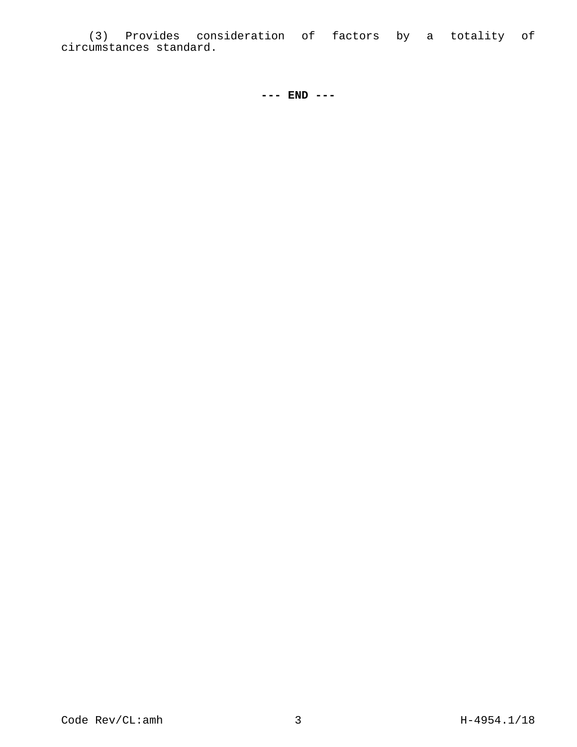(3) Provides consideration of factors by a totality of circumstances standard.

**--- END ---**